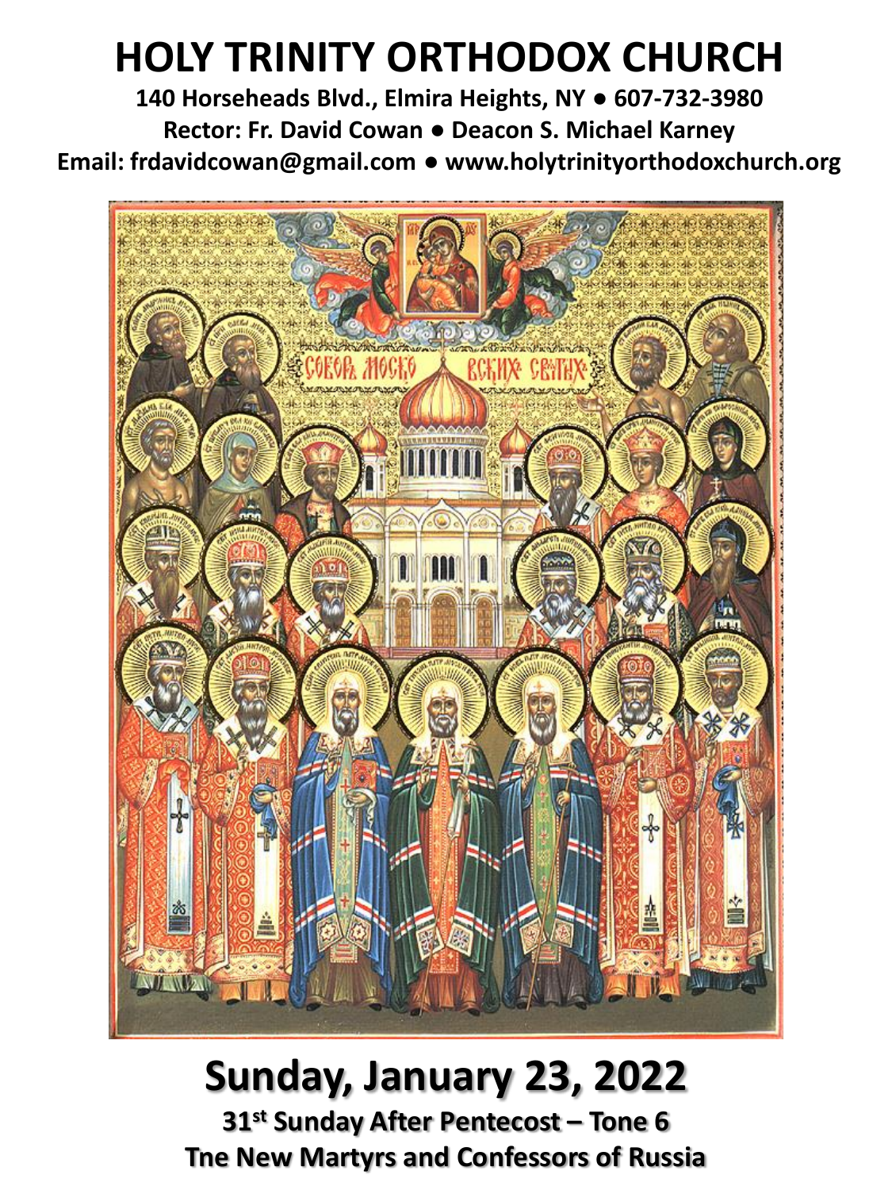# HOLY TRINITY ORTHODOX CHURCH

**140 Horseheads Blvd., Elmira Heights, NY • 607-732-3980**

**Rector: Fr. David Cowan • Deacon S. Michael Karney**

**Email: frdavidcowan@gmail.com • www.holytrinityorthodoxchurch.org**

## Sunday, January 23, 2022

**31st Sunday After Pentecost – Tone 6**

**Tne New Martyrs and Confessors of Russia**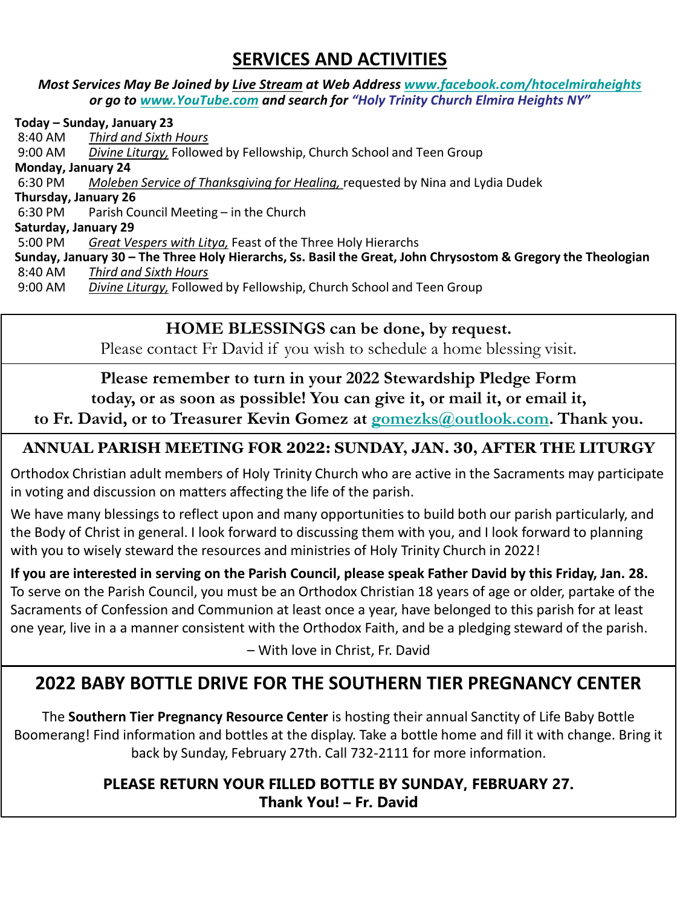# SERVICES AND ACTIVITIES

***Most Services May Be Joined by Live Stream at Web Address www.facebook.com/htocelmiraheights or go to www.YouTube.com and search for "Holy Trinity Church Elmira Heights NY"***

**Today – Sunday, January 23**
8:40 AM *Third and Sixth Hours*
9:00 AM *Divine Liturgy,* Followed by Fellowship, Church School and Teen Group

**Monday, January 24**
6:30 PM *Moleben Service of Thanksgiving for Healing,* requested by Nina and Lydia Dudek

**Thursday, January 26**
6:30 PM Parish Council Meeting – in the Church

**Saturday, January 29**
5:00 PM *Great Vespers with Litya,* Feast of the Three Holy Hierarchs

**Sunday, January 30 – The Three Holy Hierarchs, Ss. Basil the Great, John Chrysostom & Gregory the Theologian**
8:40 AM *Third and Sixth Hours*
9:00 AM *Divine Liturgy,* Followed by Fellowship, Church School and Teen Group

**HOME BLESSINGS can be done, by request.**
Please contact Fr David if you wish to schedule a home blessing visit.

**Please remember to turn in your 2022 Stewardship Pledge Form today, or as soon as possible! You can give it, or mail it, or email it, to Fr. David, or to Treasurer Kevin Gomez at gomezks@outlook.com. Thank you.**

## ANNUAL PARISH MEETING FOR 2022: SUNDAY, JAN. 30, AFTER THE LITURGY

Orthodox Christian adult members of Holy Trinity Church who are active in the Sacraments may participate in voting and discussion on matters affecting the life of the parish.

We have many blessings to reflect upon and many opportunities to build both our parish particularly, and the Body of Christ in general. I look forward to discussing them with you, and I look forward to planning with you to wisely steward the resources and ministries of Holy Trinity Church in 2022!

**If you are interested in serving on the Parish Council, please speak Father David by this Friday, Jan. 28.** To serve on the Parish Council, you must be an Orthodox Christian 18 years of age or older, partake of the Sacraments of Confession and Communion at least once a year, have belonged to this parish for at least one year, live in a a manner consistent with the Orthodox Faith, and be a pledging steward of the parish.

– With love in Christ, Fr. David

## 2022 BABY BOTTLE DRIVE FOR THE SOUTHERN TIER PREGNANCY CENTER

The **Southern Tier Pregnancy Resource Center** is hosting their annual Sanctity of Life Baby Bottle Boomerang! Find information and bottles at the display. Take a bottle home and fill it with change. Bring it back by Sunday, February 27th. Call 732-2111 for more information.

**PLEASE RETURN YOUR FILLED BOTTLE BY SUNDAY, FEBRUARY 27.**
**Thank You! – Fr. David**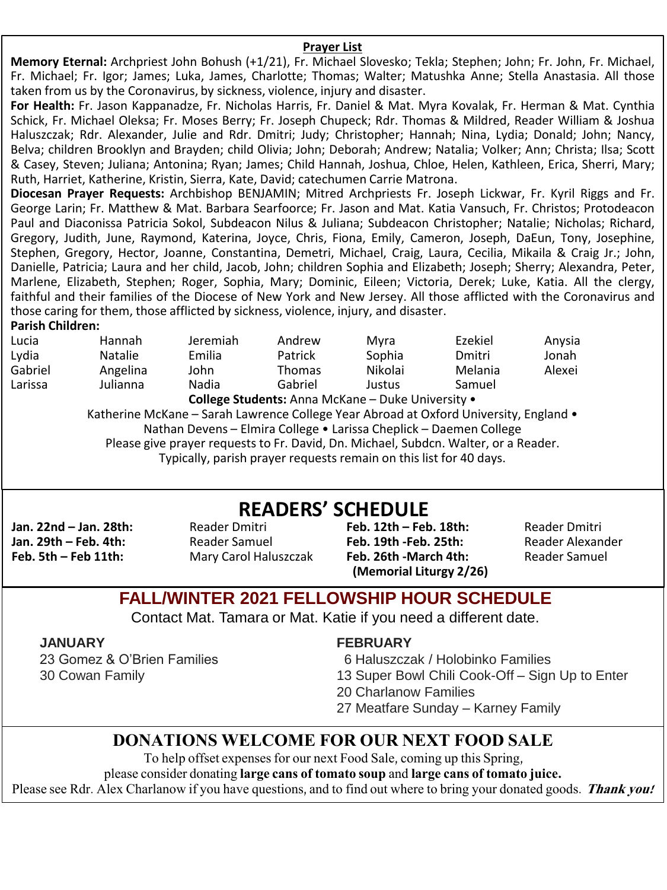## Prayer List

**Memory Eternal:** Archpriest John Bohush (+1/21), Fr. Michael Slovesko; Tekla; Stephen; John; Fr. John, Fr. Michael, Fr. Michael; Fr. Igor; James; Luka, James, Charlotte; Thomas; Walter; Matushka Anne; Stella Anastasia. All those taken from us by the Coronavirus, by sickness, violence, injury and disaster.

**For Health:** Fr. Jason Kappanadze, Fr. Nicholas Harris, Fr. Daniel & Mat. Myra Kovalak, Fr. Herman & Mat. Cynthia Schick, Fr. Michael Oleksa; Fr. Moses Berry; Fr. Joseph Chupeck; Rdr. Thomas & Mildred, Reader William & Joshua Haluszczak; Rdr. Alexander, Julie and Rdr. Dmitri; Judy; Christopher; Hannah; Nina, Lydia; Donald; John; Nancy, Belva; children Brooklyn and Brayden; child Olivia; John; Deborah; Andrew; Natalia; Volker; Ann; Christa; Ilsa; Scott & Casey, Steven; Juliana; Antonina; Ryan; James; Child Hannah, Joshua, Chloe, Helen, Kathleen, Erica, Sherri, Mary; Ruth, Harriet, Katherine, Kristin, Sierra, Kate, David; catechumen Carrie Matrona.

**Diocesan Prayer Requests:** Archbishop BENJAMIN; Mitred Archpriests Fr. Joseph Lickwar, Fr. Kyril Riggs and Fr. George Larin; Fr. Matthew & Mat. Barbara Searfoorce; Fr. Jason and Mat. Katia Vansuch, Fr. Christos; Protodeacon Paul and Diaconissa Patricia Sokol, Subdeacon Nilus & Juliana; Subdeacon Christopher; Natalie; Nicholas; Richard, Gregory, Judith, June, Raymond, Katerina, Joyce, Chris, Fiona, Emily, Cameron, Joseph, DaEun, Tony, Josephine, Stephen, Gregory, Hector, Joanne, Constantina, Demetri, Michael, Craig, Laura, Cecilia, Mikaila & Craig Jr.; John, Danielle, Patricia; Laura and her child, Jacob, John; children Sophia and Elizabeth; Joseph; Sherry; Alexandra, Peter, Marlene, Elizabeth, Stephen; Roger, Sophia, Mary; Dominic, Eileen; Victoria, Derek; Luke, Katia. All the clergy, faithful and their families of the Diocese of New York and New Jersey. All those afflicted with the Coronavirus and those caring for them, those afflicted by sickness, violence, injury, and disaster.

**Parish Children:**

| | | | | | | |
|---|---|---|---|---|---|---|
| Lucia | Hannah | Jeremiah | Andrew | Myra | Ezekiel | Anysia |
| Lydia | Natalie | Emilia | Patrick | Sophia | Dmitri | Jonah |
| Gabriel | Angelina | John | Thomas | Nikolai | Melania | Alexei |
| Larissa | Julianna | Nadia | Gabriel | Justus | Samuel | |

**College Students:** Anna McKane – Duke University • Katherine McKane – Sarah Lawrence College Year Abroad at Oxford University, England • Nathan Devens – Elmira College • Larissa Cheplick – Daemen College

Please give prayer requests to Fr. David, Dn. Michael, Subdcn. Walter, or a Reader.
Typically, parish prayer requests remain on this list for 40 days.

## READERS' SCHEDULE

| | | | |
|---|---|---|---|
| **Jan. 22nd – Jan. 28th:** | Reader Dmitri | **Feb. 12th – Feb. 18th:** | Reader Dmitri |
| **Jan. 29th – Feb. 4th:** | Reader Samuel | **Feb. 19th -Feb. 25th:** | Reader Alexander |
| **Feb. 5th – Feb 11th:** | Mary Carol Haluszczak | **Feb. 26th -March 4th: (Memorial Liturgy 2/26)** | Reader Samuel |

## FALL/WINTER 2021 FELLOWSHIP HOUR SCHEDULE

Contact Mat. Tamara or Mat. Katie if you need a different date.

**JANUARY**
- 23 Gomez & O'Brien Families
- 30 Cowan Family

**FEBRUARY**
- 6 Haluszczak / Holobinko Families
- 13 Super Bowl Chili Cook-Off – Sign Up to Enter
- 20 Charlanow Families
- 27 Meatfare Sunday – Karney Family

## DONATIONS WELCOME FOR OUR NEXT FOOD SALE

To help offset expenses for our next Food Sale, coming up this Spring, please consider donating **large cans of tomato soup** and **large cans of tomato juice.**
Please see Rdr. Alex Charlanow if you have questions, and to find out where to bring your donated goods. ***Thank you!***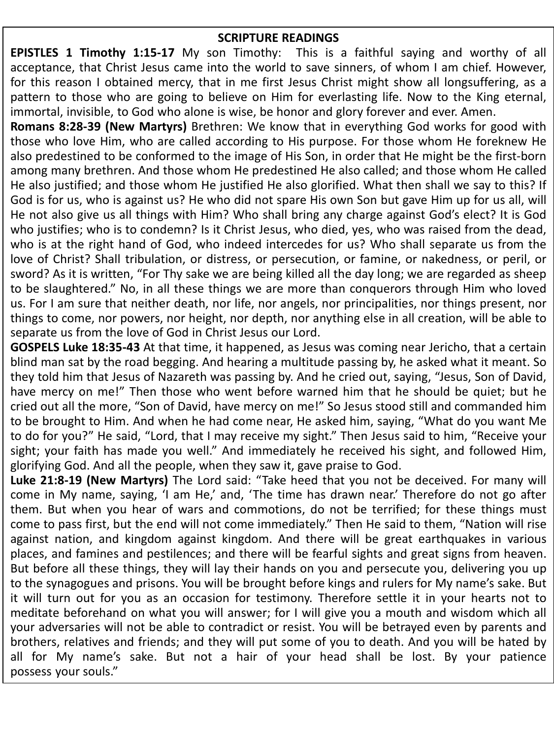## SCRIPTURE READINGS

**EPISTLES 1 Timothy 1:15-17** My son Timothy: This is a faithful saying and worthy of all acceptance, that Christ Jesus came into the world to save sinners, of whom I am chief. However, for this reason I obtained mercy, that in me first Jesus Christ might show all longsuffering, as a pattern to those who are going to believe on Him for everlasting life. Now to the King eternal, immortal, invisible, to God who alone is wise, be honor and glory forever and ever. Amen.

**Romans 8:28-39 (New Martyrs)** Brethren: We know that in everything God works for good with those who love Him, who are called according to His purpose. For those whom He foreknew He also predestined to be conformed to the image of His Son, in order that He might be the first-born among many brethren. And those whom He predestined He also called; and those whom He called He also justified; and those whom He justified He also glorified. What then shall we say to this? If God is for us, who is against us? He who did not spare His own Son but gave Him up for us all, will He not also give us all things with Him? Who shall bring any charge against God's elect? It is God who justifies; who is to condemn? Is it Christ Jesus, who died, yes, who was raised from the dead, who is at the right hand of God, who indeed intercedes for us? Who shall separate us from the love of Christ? Shall tribulation, or distress, or persecution, or famine, or nakedness, or peril, or sword? As it is written, "For Thy sake we are being killed all the day long; we are regarded as sheep to be slaughtered." No, in all these things we are more than conquerors through Him who loved us. For I am sure that neither death, nor life, nor angels, nor principalities, nor things present, nor things to come, nor powers, nor height, nor depth, nor anything else in all creation, will be able to separate us from the love of God in Christ Jesus our Lord.

**GOSPELS Luke 18:35-43** At that time, it happened, as Jesus was coming near Jericho, that a certain blind man sat by the road begging. And hearing a multitude passing by, he asked what it meant. So they told him that Jesus of Nazareth was passing by. And he cried out, saying, "Jesus, Son of David, have mercy on me!" Then those who went before warned him that he should be quiet; but he cried out all the more, "Son of David, have mercy on me!" So Jesus stood still and commanded him to be brought to Him. And when he had come near, He asked him, saying, "What do you want Me to do for you?" He said, "Lord, that I may receive my sight." Then Jesus said to him, "Receive your sight; your faith has made you well." And immediately he received his sight, and followed Him, glorifying God. And all the people, when they saw it, gave praise to God.

**Luke 21:8-19 (New Martyrs)** The Lord said: "Take heed that you not be deceived. For many will come in My name, saying, 'I am He,' and, 'The time has drawn near.' Therefore do not go after them. But when you hear of wars and commotions, do not be terrified; for these things must come to pass first, but the end will not come immediately." Then He said to them, "Nation will rise against nation, and kingdom against kingdom. And there will be great earthquakes in various places, and famines and pestilences; and there will be fearful sights and great signs from heaven. But before all these things, they will lay their hands on you and persecute you, delivering you up to the synagogues and prisons. You will be brought before kings and rulers for My name's sake. But it will turn out for you as an occasion for testimony. Therefore settle it in your hearts not to meditate beforehand on what you will answer; for I will give you a mouth and wisdom which all your adversaries will not be able to contradict or resist. You will be betrayed even by parents and brothers, relatives and friends; and they will put some of you to death. And you will be hated by all for My name's sake. But not a hair of your head shall be lost. By your patience possess your souls."